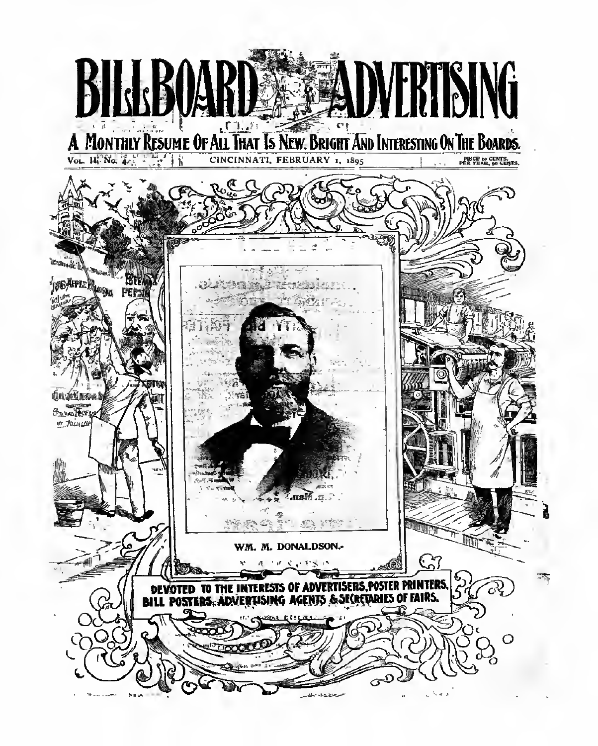# BILLBOARD ADVERTISING

**A Monthly Resume Of All That Is New, Bright And Interesting On The Boards.**

Vol. II. No. 4. | CINCINNATI, FEBRUARY 1, 1895 | PRICE 10 CENTS. PER YEAR, 90 CENTS.

WM. M. DONALDSON.

**DEVOTED TO THE INTERESTS OF ADVERTISERS, POSTER PRINTERS, BILL POSTERS, ADVERTISING AGENTS & SECRETARIES OF FAIRS.**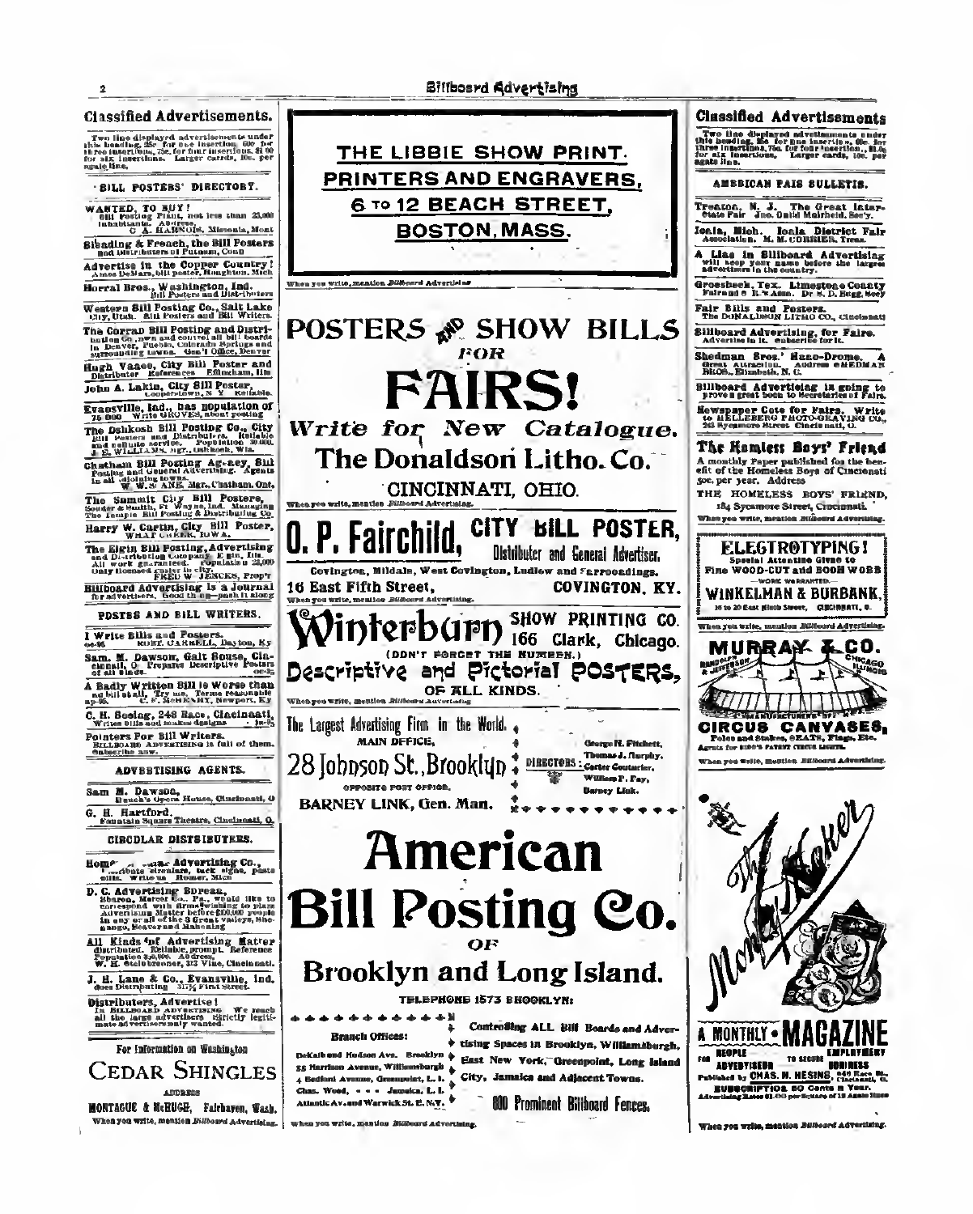## Classified Advertisements.

Two line displayed advertisements under this heading, 25c. for one insertion, 60c. for three insertions, 75c. for four insertions, $1.00 for six insertions. Larger cards, 10c. per agate line.

### BILL POSTERS' DIRECTORY.

**WANTED, TO BUY!** Bill Posting Plant, not less than 25,000 inhabitants. Address, C. A. HARNOIS, Missoula, Mont.

**Sieading & French, the Bill Posters** and Distributers of Putnam, Conn.

**Advertise in the Copper Country!** Amos DeMars, bill poster, Houghton, Mich.

**Horral Bros., Washington, Ind.** Bill Posters and Distributers.

**Western Bill Posting Co., Salt Lake City, Utah.** Bill Posters and Bill Writers.

**The Curran Bill Posting and Distributing Co.,** own and control all bill boards in Denver, Pueblo, Colorado Springs and surrounding towns. Gen'l Office, Denver.

**Hugh Vance, City Bill Poster and Distributer.** References Effingham, Ills.

**John A. Lakin, City Bill Poster,** Cooperstown, N. Y. Reliable.

**Evansville, Ind., has population of** 75,000. Write GROVES, about posting.

**The Oshkosh Bill Posting Co., City** Bill Posters and Distributers. Reliable and reliable service. Population 30,000. J. E. WILLIAMS, Mgr., Oshkosh, Wis.

**Chatham Bill Posting Agency, Bill** Posting and General Advertising. Agents in all adjoining towns. W. W. SHANE, Mgr., Chatham, Ont.

**The Summit City Bill Posters,** Souder & Smith, Ft. Wayne, Ind. Managing The Temple Bill Posting & Distributing Co.

**Harry W. Cartin, City Bill Poster,** WHAT CHEER, IOWA.

**The Elgin Bill Posting, Advertising** and Distributing Company, Elgin, Ills. All work guaranteed. Population 23,000. Only licensed poster in city. FRED W. JENCKS, Prop'r.

**Billboard Advertising is a Journal** for advertisers. Good things—push it along.

### POSTER AND BILL WRITERS.

**I Write Bills and Posters.** ROBT. GARRELL, Dayton, Ky.

**Sam. M. Dawson, Galt House, Cincinnati, O.** Prepares Descriptive Posters of all kinds.

**A Badly Written Bill is Worse than** no bill at all. Try me. Terms reasonable. C. F. McHENRY, Newport, Ky.

**C. H. Boeing, 248 Race, Cincinnati,** Writes Bills and makes designs.

**Pointers For Bill Writers.** BILLBOARD ADVERTISING is full of them. Subscribe now.

### ADVERTISING AGENTS.

**Sam M. Dawson,** Heuck's Opera House, Cincinnati, O.

**G. H. Hartford,** Fountain Square Theatre, Cincinnati, O.

### CIRCULAR DISTRIBUTERS.

**Homer ... Advertising Co.,** ...tribute circulars, tack signs, paste bills. Write us. Homer, Mich.

**D. C. Advertising Bureau,** Sharon, Mercer Co., Pa., would like to correspond with firms wishing to place Advertising Matter before 200,000 people in any or all of the 3 Great valleys, Shenango, Beaver and Mahoning.

**All Kinds of Advertising Matter** distributed. Reliable, prompt. Reference. Population 350,000. Address, W. H. Steinbrenner, 313 Vine, Cincinnati.

**J. H. Lane & Co., Evansville, Ind.,** does Distributing. 317½ First Street.

**Distributers, Advertise!** In BILLBOARD ADVERTISING. We reach all the large advertisers strictly legitimate advertisers only wanted.

For Information on Washington

## CEDAR SHINGLES

ADDRESS

**MONTAGUE & McHUGH, Fairhaven, Wash.**

When you write, mention *Billboard Advertising.*

---

# THE LIBBIE SHOW PRINT.
# PRINTERS AND ENGRAVERS,
## 6 TO 12 BEACH STREET,
## BOSTON, MASS.

When you write, mention *Billboard Advertising.*

---

# POSTERS AND SHOW BILLS
### FOR
# FAIRS!

*Write for New Catalogue.*

## The Donaldson Litho. Co.

CINCINNATI, OHIO.

When you write, mention *Billboard Advertising.*

---

# O. P. Fairchild, CITY BILL POSTER,
Distributer and General Advertiser.

Covington, Mildale, West Covington, Ludlow and Surroundings.

**16 East Fifth Street, COVINGTON, KY.**

When you write, mention *Billboard Advertising.*

---

# Winterburn SHOW PRINTING CO.
166 Clark, Chicago.

(DON'T FORGET THE NUMBER.)

## Descriptive and Pictorial POSTERS,
OF ALL KINDS.

When you write, mention *Billboard Advertising.*

---

**The Largest Advertising Firm in the World.**

MAIN OFFICE,

## 28 Johnson St., Brooklyn

OPPOSITE POST OFFICE.

**BARNEY LINK, Gen. Man.**

DIRECTORS: George H. Fitchett, Thomas J. Murphy, Carter Couturier, William F. Fay, Barney Link.

# American Bill Posting Co.
OF
## Brooklyn and Long Island.

TELEPHONE 1573 BROOKLYN.

Branch Offices:

DeKalb and Hudson Ave. Brooklyn
55 Harrison Avenue, Williamsburgh
4 Bedford Avenue, Greenpoint, L. I.
Chas. Wood, - - - Jamaica, L. I.
Atlantic Av. and Warwick St. E. N.Y.

Controlling ALL Bill Boards and Advertising Spaces in Brooklyn, Williamsburgh, East New York, Greenpoint, Long Island City, Jamaica and Adjacent Towns.

**800 Prominent Billboard Fences.**

When you write, mention *Billboard Advertising.*

---

## Classified Advertisements

Two line displayed advertisements under this heading, 25c. for one insertion, 60c. for three insertions, 75c. for four insertions, $1.00 for six insertions. Larger cards, 10c. per agate line.

### AMERICAN FAIR BULLETIN.

**Trenton, N. J. The Great Inter-State Fair** Jno. Ould Mairheld, Sec'y.

**Ionia, Mich. Ionia District Fair** Association. M. M. CORBIER, Treas.

**A Line in Billboard Advertising** will keep your name before the largest advertisers in the country.

**Groesbeek, Tex. Limestone County** Fair and R. R. Assn. Dr. S. D. Bugg, Sec'y.

**Fair Bills and Posters.** The DONALDSON LITHO CO., Cincinnati.

**Billboard Advertising, for Fairs.** Advertise in it. Subscribe for it.

**Shedman Bros.' Hano-Drome.** A Great Attraction. Address SHEDMAN BROS., Elizabeth, N. C.

**Billboard Advertising is going to** prove a great boon to Secretaries of Fairs.

**Newspaper Cuts for Fairs.** Write to HELLEBERG PHOTO-GRAVING CO., 243 Sycamore Street, Cincinnati, O.

### The Homeless Boys' Friend

A monthly Paper published for the benefit of the Homeless Boys of Cincinnati 50c. per year. Address

THE HOMELESS BOYS' FRIEND, 184 Sycamore Street, Cincinnati.

When you write, mention *Billboard Advertising.*

---

## ELECTROTYPING!

Special Attention Given to Fine WOOD-CUT and BOOK WORK

—WORK WARRANTED—

**WINKELMAN & BURBANK,** 16 to 20 East Ninth Street, CINCINNATI, O.

When you write, mention *Billboard Advertising.*

---

## MURRAY & CO.
RANDOLPH & JEFFERSON — CHICAGO, ILLINOIS

MANUFACTURERS OF

### CIRCUS CANVASES,

Poles and Stakes, SEATS, Flags, Etc. Agents for KIDD'S PATENT CIRCUS LIGHTS.

When you write, mention *Billboard Advertising.*

---

## The Money Maker

## A MONTHLY MAGAZINE

FOR PEOPLE TO SECURE EMPLOYMENT; ADVERTISERS, BUSINESS

Published by CHAS. H. HESING, 440 Race St., Cincinnati, O.

SUBSCRIPTION 50 Cents a Year.

Advertising Rates $1.00 per Square of 12 Agate lines.

When you write, mention *Billboard Advertising.*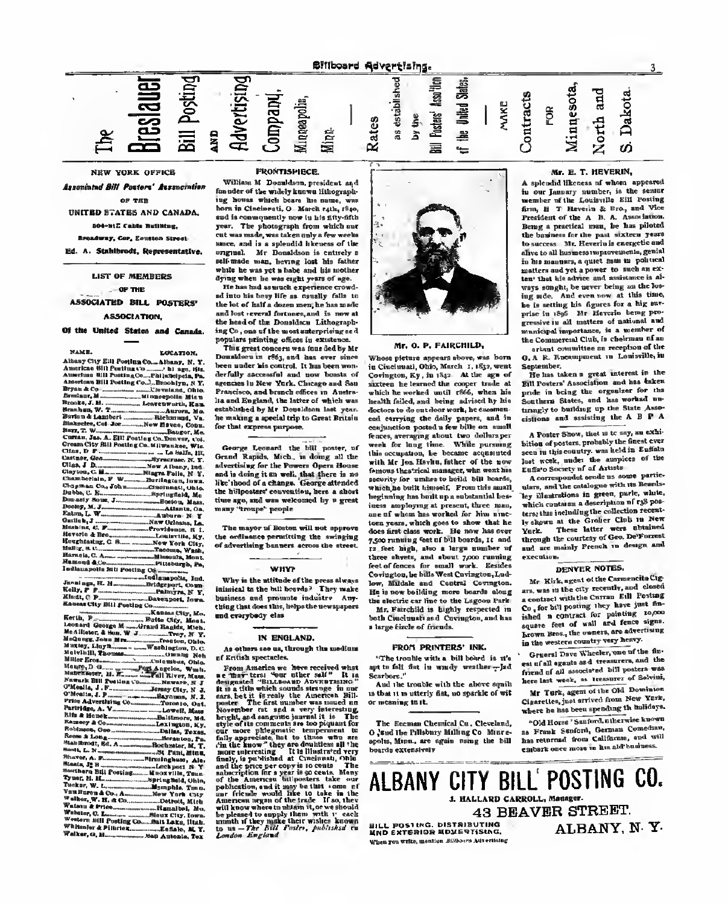The Breslauer Bill Posting and Advertising Company, Minneapolis, Minn. — Rates as established by the Bill Posters' Ass'n of the United States — MAKE Contracts FOR Minnesota, North and S. Dakota.

### NEW YORK OFFICE

**Associated Bill Posters' Association OF THE UNITED STATES AND CANADA,**

504-512 Cable Building,

Broadway, Cor. Houston Street

Ed. A. Stahlbrodt, Representative.

### LIST OF MEMBERS OF THE ASSOCIATED BILL POSTERS' ASSOCIATION, Of the United States and Canada.

| NAME. | LOCATION. |
|---|---|
| Albany City Bill Posting Co. | Albany, N. Y. |
| American Bill Posting Co. | Chicago, Ills. |
| American Bill Posting Co. | Philadelphia, Pa. |
| American Bill Posting Co. | Brooklyn, N. Y. |
| Bryan & Co. | Cleveland, Ohio. |
| Breslauer, M. | Minneapolis Minn |
| Brooks, J. H. | Leavenworth, Kan. |
| Branham, W. T. | Aurora, Mo. |
| Burton & Lambert | Richmond, Va. |
| Blakeslee, Col. Joe | New Haven, Conn. |
| Barr, T. W. | Bangor, Me. |
| Curran, Jas. A. Bill Posting Co. | Denver, Col. |
| Cream City Bill Posting Co. | Milwaukee, Wis. |
| Cline, D. F. | La Salle, Ill. |
| Castner, Geo. | Syracuse, N. Y. |
| Cline, J. D. | New Albany, Ind. |
| Clayton, C. H. | Niagra Falls, N. Y. |
| Chamberlain, F. W. | Burlington, Iowa. |
| Chapman Co., John | Cincinnati, Ohio. |
| Dubbs, C. E. | Springfield, Mo. |
| Donnelly Sons, J. | Boston, Mass. |
| Dooley, M. J. | Atlanta, Ga. |
| Eaton, L. W. | Auburn, N. Y. |
| Gerlach, J. | New Orleans, La. |
| Hoskins, C. F. | Providence, R. I. |
| Heverin & Bro. | Louisville, Ky. |
| Houghtaling, C. B. | New York City. |
| Hallig, S. C. | Tacoma, Wash. |
| Harnois, C. A. | Missoula, Mont. |
| Hamond & Co. | Pittsburgh, Pa. |
| Indianapolis Bill Posting Co. | Indianapolis, Ind. |
| Jennings, H. M. | Bridgeport, Conn. |
| Kelly, P. F. | Palmyra, N. Y. |
| Kindt, C. F. | Davenport, Iowa. |
| Kansas City Bill Posting Co. | Kansas City, Mo. |
| Kerth, F. | Butte City, Mont. |
| Leonard George M. | Grand Rapids, Mich. |
| McAllister, & Son, W. J. | Troy, N. Y. |
| McQuesy, John Mrs. | Trenton, Ohio. |
| Muxley, Lloyd | Washington, D. C. |
| Melvinill, Thomas | Omaha, Neb. |
| Miller Bros. | Columbus, Ohio. |
| Munro, D. G. | Port Angeles, Wash. |
| Matterhauser, H. F. | Fall River, Mass. |
| Newark Bill Posting Co. | Newark, N. J. |
| O'Mealia, J. F. | Jersey City, N. J. |
| O'Mealia, J. F. | Bayonne, N. J. |
| Price Advertising Co. | Toronto, Ont. |
| Partridge, A. V. | Lowell, Mass. |
| Kile & Henck | Baltimore, Md. |
| Ramsey & Co. | Lexington, Ky. |
| Robinson, Geo. | Dallas, Texas. |
| Reese & Long | Scranton, Pa. |
| Stahlbrodt, Ed. A. | Rochester, N. Y. |
| Scott, L. N. | St. Paul, Minn. |
| Shaver, A. F. | Birmingham, Ala. |
| Staats, J. B. | Lockport, N. Y. |
| Southern Bill Posting | Knoxville, Tenn. |
| Tyner, H. H. | Springfield, Ohio. |
| Tucker, W. L. | Memphis, Tenn. |
| Van Buren & Co., A. | New York City. |
| Walker, W. H. & Co. | Detroit, Mich. |
| Watson & Price | Hannibal, Mo. |
| Webster, C. L. | Sioux City, Iowa. |
| Western Bill Posting Co. | Salt Lake, Utah. |
| Whitmier & Filbrick | Buffalo, N. Y. |
| Walker, G. H. | San Antonio, Tex. |

### FRONTISPIECE.

William M. Donaldson, president and founder of the widely known lithographing house which bears his name, was born in Cincinnati, O., March 14th, 1840, and is consequently now in his fifty-fifth year. The photograph from which our cut was made, was taken only a few weeks since, and is a splendid likeness of the original. Mr. Donaldson is entirely a self-made man, having lost his father while he was yet a babe and his mother dying when he was eight years of age.

He has had as much experience crowded into his busy life as usually falls to the lot of half a dozen men; he has made and lost several fortunes, and is now at the head of the Donaldson Lithographing Co., one of the most enterprising and popular printing offices in existence.

This great concern was founded by Mr. Donaldson in 1863, and has ever since been under his control. It has been wonderfully successful and now boasts of agencies in New York, Chicago and San Francisco, and branch offices in Australia and England, the latter of which was established by Mr. Donaldson last year, he making a special trip to Great Britain for that express purpose.

---

George Leonard the bill poster, of Grand Rapids, Mich., is doing all the advertising for the Powers Opera House and is doing it so well, that there is no likelihood of a change. George attended the billposters' convention, here a short time ago, and was welcomed by a great many "troupe" people.

---

The mayor of Boston will not approve the ordinance permitting the swinging of advertising banners across the street.

### WHY?

Why is the attitude of the press always inimical to the bill boards? They make business and promote industry. Anything that does this, helps the newspapers and everybody else.

### IN ENGLAND.

As others see us, through the medium of British spectacles.

From America we have received what we may term "our other self." It is designated "BILLBOARD ADVERTISING." It is a title which sounds strange in our ears, but it is really the American Billposter. The first number was issued in November 1st, and a very interesting, bright, and sanguine journal it is. The style of its comments are too piquant for our more phlegmatic temperament to fully appreciate, but to those who are "in the know" they are doubtless all the more interesting. It is illustrated very finely, is published at Cincinnati, Ohio, and the price per copy is 10 cents. The subscription for a year is 90 cents. Many of the American billposters take our publication, and it may be that some of our friends would like to take in the American organ of the trade. If so, they will know where to obtain it, or we should be pleased to supply them with it each month if they make their wishes known to us.—*The Bill Poster, published London, England.*

### MR. O. P. FAIRCHILD,

Whose picture appears above, was born in Cincinnati, Ohio, March 1, 1852, went Covington, Ky., in 1842. At the age of sixteen he learned the cooper trade at which he worked until 1866, when his health failed, and being advised by his doctors to do out door work, he commenced carrying the daily papers, and in conjunction posted a few bills on small fences, averaging about two dollars per week for long time. While pursuing this occupation, he became acquainted with Mr. Jos. Havlin, father of the now famous theatrical manager, who went his security for umber to build bill boards, which he built himself. From this small beginning has built up a substantial business employing at present, three men, one of whom has worked for him nineteen years, which goes to show that he does first class work. He now has over 7,500 running feet of bill boards, 11 and 12 feet high, also a large number of three sheets, and about 7,000 running feet of fences for small work. Besides Covington, he bills West Covington, Ludlow, Mildale and Central Covington. He is now building more boards along the electric car line to the Lagoon Park.

Mr. Fairchild is highly respected in both Cincinnati and Covington, and has a large circle of friends.

### FROM PRINTERS' INK.

"The trouble with a bill board is it's apt to fall flat in windy weather.—Jed Scarboro."

And the trouble with the above squib is that it is utterly flat, no sparkle of wit or meaning in it.

---

The Beeman Chemical Co., Cleveland, O., and the Pillsbury Milling Co., Minneapolis, Minn., are again using the bill boards extensively.

### MR. E. T. HEVERIN,

A splendid likeness of whom appeared in our January number, is the senior member of the Louisville Bill Posting firm, E. T. Heverin & Bro., and Vice President of the A. B. A. Association. Being a practical man, he has piloted the business for the past sixteen years to success. Mr. Heverin is energetic and alive to all business improvements, genial in his manners, a quiet man in political matters and yet a power to such an extent that his advice and assistance is always sought, he never being on the losing side. And even now at this time, he is setting his figures for a big surprise in 1895. Mr. Heverin being progressive in all matters of national and municipal importance, is a member of the Commercial Club, is chairman of an important committee on reception of the G. A. R. Encampment in Louisville, in September.

He has taken a great interest in the Bill Posters' Association and has taken pride in being the organizer for the Southern States, and has worked untiringly to building up the State Associations and assisting the A. B. P. A.

---

A Poster Show, that is to say, an exhibition of posters, probably the finest ever seen in this country, was held in Buffalo last week, under the auspices of the Buffalo Society of of Artists.

A correspondent sends us some particulars, and the catalogue with its Beardsley illustrations in green, purle, white, which contains a description of 138 posters; thus including the collection recently shown at the Grolier Club in New York. These latter were obtained through the courtesy of Geo. DeForrest and are mainly French in design and execution.

### DENVER NOTES.

Mr. Kirk, agent of the Carmencita Cigars, was in the city recently, and closed a contract with the Curran Bill Posting Co., for bill posting they have just finished a contract for painting 10,000 square feet of wall and fence signs. Brown Bros., the owners, are advertising in the western country very heavy.

General Dave Wheeler, one of the finest of all agents and treasurers, and the friend of all associated bill posters was here last week, as treasurer of Salvini.

Mr. Turk, agent of the Old Dominion Cigarettes, just arrived from New York, where he has been spending the holidays.

"Old Horse" Sanford, otherwise known as Frank Sanford, German Comedian, has returned from California, and will embark once more in his old business.

---

# ALBANY CITY BILL POSTING CO.

**J. HALLARD CARROLL, Manager.**

**43 BEAVER STREET.**

BILL POSTING, DISTRIBUTING AND EXTERIOR ADVERTISING

**ALBANY, N. Y.**

When you write, mention *Billboard Advertising*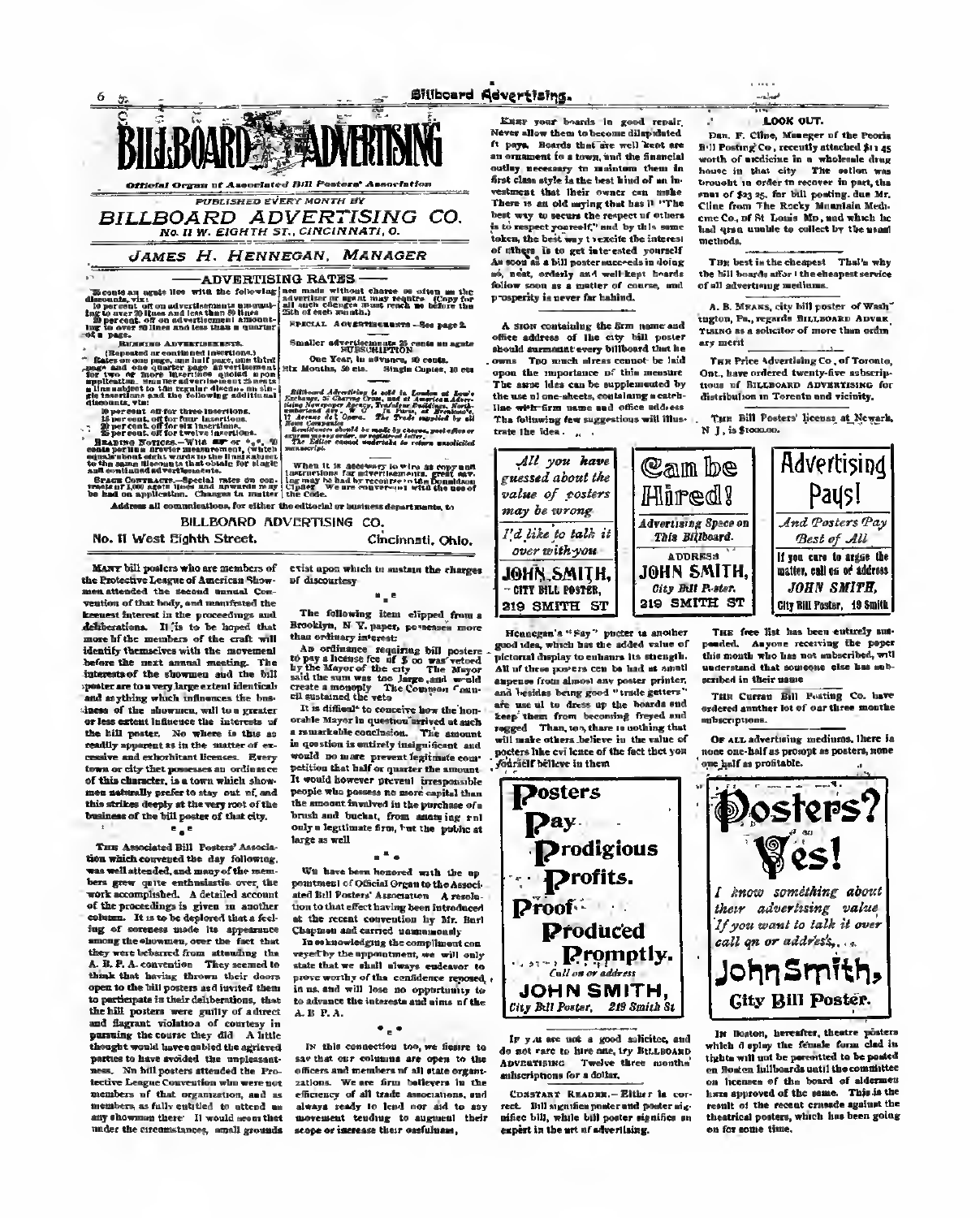# BILLBOARD ADVERTISING

*Official Organ of Associated Bill Posters' Association*

PUBLISHED EVERY MONTH BY

## BILLBOARD ADVERTISING CO.

No. 11 W. EIGHTH ST., CINCINNATI, O.

### JAMES H. HENNEGAN, MANAGER

### ADVERTISING RATES

25 cents an agate line with the following discounts, viz:
10 per cent. off on advertisements amounting to over 20 lines and less than 50 lines.
20 per cent. off on advertisements amounting to over 50 lines and less than a quarter of a page.

RUNNING ADVERTISEMENTS.
(Repeated or continued insertions.)
Rates on one page, one half page, one third page and one quarter page advertisement for two or more insertions quoted upon application. Smaller advertisements 25 cents a line subject to the regular discounts on single insertions and the following additional discounts, viz:
10 per cent. off for three insertions.
15 per cent. off for four insertions.
20 per cent. off for six insertions.
25 per cent. off for twelve insertions.

READING NOTICES.—With ☞ or *,*, 50 cents per line agate measurement, (which equals about eight words to the line) subject to the same discounts that obtain for single and continued advertisements.

SPACE CONTRACTS.—Special rates on contracts of 1,000 agate lines and upwards may be had on application. Changes in matter are made without charge as often as the advertiser or agent may require (Copy for all such changes must reach us before the 25th of each month.)

SPECIAL ADVERTISEMENTS—See page 2.

Smaller advertisements 25 cents an agate line.

SUBSCRIPTION
One Year, in advance, 50 cents.
Six Months, 50 cts. Single Copies, 10 cts

*Billboard Advertising is sold in London at Low's Exchange, 57 Charing Cross, and at American Advertising Newspaper Agency, Trafalgar Buildings, Northumberland Ave., W. C. In Paris, at Brentano's, 17 Avenue de l' Opera. The Trade supplied by all News Companies.*

*Remittances should be made by cheque, post-office or express money order, or registered letter.*

*The Editor cannot undertake to return unsolicited manuscript.*

When it is necessary to wire us copy and instructions for advertisements, great saving may be had by recourse to the Donaldson Cipher. We are conversant with the use of the Code.

Address all communications, for either the editorial or business departments, to

BILLBOARD ADVERTISING CO.

No. 11 West Eighth Street. Cincinnati, Ohio.

---

MANY bill posters who are members of the Protective League of American Showmen attended the second annual Convention of that body, and manifested the keenest interest in the proceedings and deliberations. It is to be hoped that more of the members of the craft will identify themselves with the movement before the next annual meeting. The interests of the showmen and the bill poster are to a very large extent identical and anything which influences the business of the showmen, will to a greater or less extent influence the interests of the bill poster. No where is this as readily apparent as in the matter of excessive and exhorbitant licenses. Every town or city that possesses an ordinance of this character, is a town which showmen naturally prefer to stay out of, and this strikes deeply at the very root of the business of the bill poster of that city.

\*\_\*

THE Associated Bill Posters' Association which convened the day following, was well attended, and many of the members grew quite enthusiastic over the work accomplished. A detailed account of the proceedings is given in another column. It is to be deplored that a feeling of soreness made its appearance among the showmen, over the fact that they were debarred from attending the A. B. P. A. convention. They seemed to think that having thrown their doors open to the bill posters and invited them to participate in their deliberations, that the bill posters were guilty of a direct and flagrant violation of courtesy in pursuing the course they did. A little thought would have enabled the agrieved parties to have avoided the unpleasantness. No bill posters attended the Protective League Convention who were not members of that organization, and as members, as fully entitled to attend as any showman there. It would seem that under the circumstances, small grounds exist upon which to sustain the charges of discourtesy.

\*\_\*

The following item clipped from a Brooklyn, N. Y. paper, possesses more than ordinary interest:

An ordinance requiring bill posters to pay a license fee of $100 was vetoed by the Mayor of the city. The Mayor said the sum was too large, and would create a monopoly. The Common Council sustained the veto.

It is difficult to conceive how the honorable Mayor in question arrived at such a remarkable conclusion. The amount in question is entirely insignificant and would no more prevent legitimate competition that half or quarter the amount. It would however prevent irresponsible people who possess no more capital than the amount involved in the purchase of a brush and bucket, from annoying not only a legitimate firm, but the public at large as well.

\*\_\*

WE have been honored with the appointment of Official Organ to the Associated Bill Posters' Association. A resolution to that effect having been introduced at the recent convention by Mr. Burl Chapman and carried unanimously.

In acknowledging the compliment conveyed by the appointment, we will only state that we shall always endeavor to prove worthy of the confidence reposed in us, and will lose no opportunity to to advance the interests and aims of the A. B. P. A.

\*\_\*

IN this connection too, we desire to say that our columns are open to the officers and members of all state organizations. We are firm believers in the efficiency of all trade associations, and always ready to lend our aid to any movement tending to augment their scope or increase their usefulness.

---

KEEP your boards in good repair. Never allow them to become dilapidated. It pays. Boards that are well kept are an ornament to a town, and the financial outlay necessary to maintain them in first class style is the best kind of an investment that their owner can make. There is an old saying that has it "The best way to secure the respect of others is to respect yourself," and by this same token, the best way to excite the interest of others is to get interested yourself. As soon as a bill poster succeeds in doing so, neat, orderly and well-kept boards follow soon as a matter of course, and prosperity is never far behind.

A SIGN containing the firm name and office address of the city bill poster should surmount every billboard that he owns. Too much stress cannot be laid upon the importance of this measure. The same idea can be supplemented by the use of one-sheets, containing a catchline with firm name and office address. The following few suggestions will illustrate the idea.

> *All you have guessed about the value of posters may be wrong*
> *I'd like to talk it over with you*
> **JOHN SMITH,**
> CITY BILL POSTER,
> 219 SMITH ST

> **Can be Hired!**
> *Advertising Space on This Billboard.*
> ADDRESS
> **JOHN SMITH,**
> *City Bill Poster.*
> 219 SMITH ST

> **Advertising Pays!**
> *And Posters Pay Best of All*
> If you care to argue the matter, call on or address
> *JOHN SMITH,*
> City Bill Poster, 19 Smith

Hennegan's "Pay" poster is another good idea, which has the added value of pictorial display to enhance its strength. All of these posters can be had at small expense from almost any poster printer, and besides being good "trade getters" are useful to dress up the boards and keep them from becoming frayed and ragged. Than, too, there is nothing that will make others believe in the value of posters like evidence of the fact that you yourself believe in them.

> **Posters Pay Prodigious Profits. Proof Produced Promptly.**
> *Call on or address*
> **JOHN SMITH,**
> *City Bill Poster, 219 Smith St*

IF you are not a good solicitor, and do not care to hire one, try BILLBOARD ADVERTISING. Twelve three months' subscriptions for a dollar.

CONSTANT READER.—Either is correct. Bill signifies poster and poster signifies bill, while bill poster signifies an expert in the art of advertising.

---

### LOOK OUT.

Dan. F. Cline, Manager of the Peoria Bill Posting Co., recently attached $11 45 worth of medicine in a wholesale drug house in that city. The action was brought in order to recover in part, the sum of $23 25, for bill posting, due Mr. Cline from The Rocky Mountain Medicine Co., of St Louis Mo., and which he had been unable to collect by the usual methods.

THE best is the cheapest. That's why the bill boards afford the cheapest service of all advertising mediums.

A. B. MEANS, city bill poster of Washington, Pa., regards BILLBOARD ADVERTISING as a solicitor of more than ordinary merit.

THE Price Advertising Co., of Toronto, Ont., have ordered twenty-five subscriptions of BILLBOARD ADVERTISING for distribution in Toronto and vicinity.

THE Bill Posters' license at Newark, N. J., is $1000.00.

THE free list has been entirely suspended. Anyone receiving the paper this month who has not subscribed, will understand that someone else has subscribed in their name.

THE Curran Bill Posting Co. have ordered another lot of our three months subscriptions.

OF ALL advertising mediums, there is none one-half as prompt as posters, none one half as profitable.

> **Posters? Yes!**
> *I know something about their advertising value. If you want to talk it over call on or address,*
> **John Smith,**
> City Bill Poster.

IN Boston, hereafter, theatre posters which display the female form clad in tights will not be permitted to be posted on Boston billboards until the committee on licenses of the board of aldermen have approved of the same. This is the result of the recent crusade against the theatrical posters, which has been going on for some time.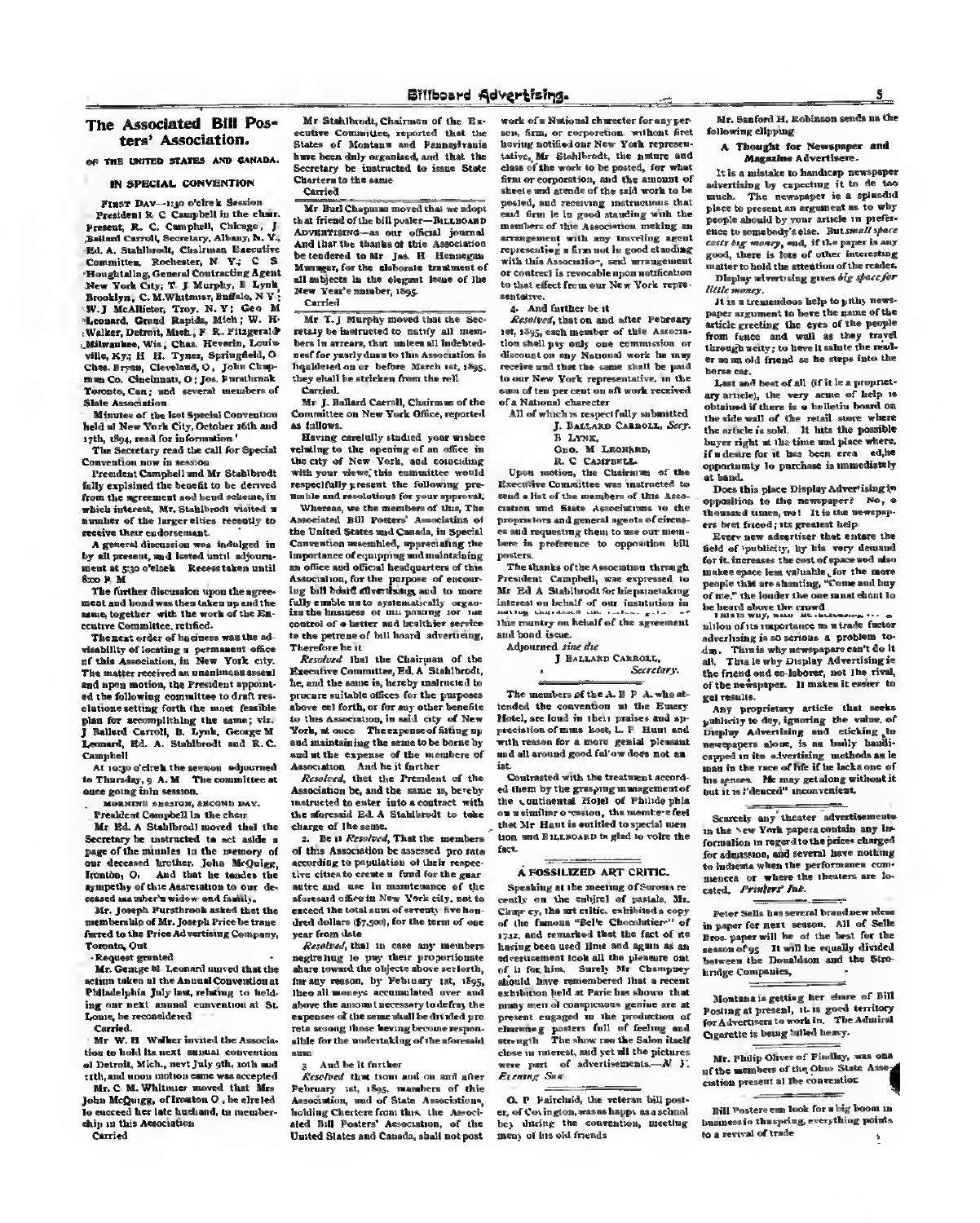## The Associated Bill Posters' Association.

### OF THE UNITED STATES AND CANADA.

### IN SPECIAL CONVENTION

FIRST DAY—1:30 o'clock Session

President R. C Campbell in the chair. Present, R. C. Campbell, Chicago, J Ballard Carroll, Secretary, Albany, N. Y., Ed. A. Stahlbrodt, Chairman Executive Committee, Rochester, N. Y.; C S Houghtaling, General Contracting Agent New York City; T J Murphy, B Lynk Brooklyn, C. M. Whitmier, Buffalo, N Y; W. J McAllister, Troy, N. Y; Geo M Leonard, Grand Rapids, Mich; W. H Walker, Detroit, Mich., F. R. Fitzgerald Milwaukee, Wis, Chas. Heverin, Louisville, Ky; H H. Tyner, Springfield, O Chas. Bryan, Cleveland, O, John Chapman Co. Cincinnati, O; Jos. Fursthrank Toronto, Can; and several members of State Association

Minutes of the last Special Convention held at New York City, October 16th and 17th, 1894, read for information'

The Secretary read the call for Special Convention now in session

President Campbell and Mr Stahlbrodt fully explained the benefit to be derived from the agreement and bond scheme, in which interest, Mr. Stahlbrodt visited a number of the larger cities recently to receive their endorsement.

A general discussion was indulged in by all present, and lasted until adjournment at 5:30 o'clock Recess taken until 8:00 P. M

The further discussion upon the agreement and bond was then taken up and the same, together with the work of the Executive Committee, ratified.

The next order of business was the advisability of locating a permanent office of this Association, in New York city. The matter received an unanimous assent and upon motion, the President appointed the following committee to draft resolutions setting forth the most feasible plan for accomplishing the same; viz. J Ballard Carroll, B. Lynk, George M Leonard, Ed. A. Stahlbrodt and R. C. Campbell

At 10:30 o'clock the session adjourned to Thursday, 9 A. M The committee at once going into session.

MORNING SESSION, SECOND DAY.

President Campbell in the chair

Mr Ed. A. Stahlbrodt moved that the Secretary be instructed to set aside a page of the minutes in the memory of our deceased brother, John McQuigg, Ironton, O. And that he tender the sympathy of this Association to our deceased member's widow and family.

Mr. Joseph Fursthrook asked that the membership of Mr. Joseph Price be transferred to the Price Advertising Company, Toronto, Ont

Request granted

Mr. George M Leonard moved that the action taken at the Annual Convention at Philadelphia July last, relating to holding our next annual convention at St. Louis, be reconsidered

Carried.

Mr W. H Walker invited the Association to hold its next annual convention at Detroit, Mich., next July 9th, 10th and 11th, and upon motion same was accepted

Mr. C M. Whitmier moved that Mrs John McQuigg, of Ironton O, be elected to succeed her late husband, to membership in this Association

Carried

Mr Stahlbrodt, Chairman of the Executive Committee, reported that the States of Montana and Pennsylvania have been duly organized, and that the Secretary be instructed to issue State Charters to the same

Carried

Mr Burl Chapman moved that we adopt that friend of the bill poster—BILLBOARD ADVERTISING—as our official journal And that the thanks of this Association be tendered to Mr Jas. H Hennegan Manager, for the elaborate treatment of all subjects in the elegant issue of the New Year's number, 1895.

Carried

Mr T. J Murphy moved that the Secretary be instructed to notify all members in arrears, that unless all indebtedness for yearly dues to this Association is liquidated on or before March 1st, 1895. they shall be stricken from the roll

Carried.

Mr. J. Ballard Carroll, Chairman of the Committee on New York Office, reported as follows.

Having carefully studied your wishes relating to the opening of an office in the city of New York, and coinciding with your views, this committee would respectfully present the following preamble and resolutions for your approval.

Whereas, we the members of this, The Associated Bill Posters' Association of the United States and Canada, in Special Convention assembled, appreciating the importance of equipping and maintaining an office and official headquarters of this Association, for the purpose of encouraging bill board advertising, and to more fully enable us to systematically organize the business of bill posting for the control of a better and healthier service to the patrons of bill board advertising, Therefore be it

*Resolved* that the Chairman of the Executive Committee, Ed. A. Stahlbrodt, be, and the same is, hereby instructed to procure suitable offices for the purposes above set forth, or for any other benefits to this Association, in said city of New York, at once The expense of fitting up and maintaining the same to be borne by and at the expense of the members of Association And be it further

*Resolved*, that the President of the Association be, and the same is, hereby instructed to enter into a contract with the aforesaid Ed. A Stahlbrodt to take charge of the same.

2. Be it *Resolved*, That the members of this Association be assessed pro rata according to population of their respective cities to create a fund for the guarantee and use in maintenance of the aforesaid office in New York city, not to exceed the total sum of seventy five hundred dollars ($7,500), for the term of one year from date

*Resolved*, that in case any members neglecting to pay their proportionate share toward the objects above set forth, for any reason, by February 1st, 1895, then all moneys accumulated over and above the amount necessary to defray the expenses of the same shall be divided pro rata among those having become responsible for the undertaking of the aforesaid sum

3 And be it further

*Resolved* that from and on and after February 1st, 1895, members of this Association, and of State Associations, holding Charters from this, the Associated Bill Posters' Association, of the United States and Canada, shall not post work of a National character for any person, firm, or corporation without first having notified our New York representative, Mr Stahlbrodt, the nature and class of the work to be posted, for what firm or corporation, and the amount of sheets and stands of the said work to be posted, and receiving instructions that said firm is in good standing with the members of the Association making an arrangement with any traveling agent representing a firm not in good standing with this Association, said arrangement or contract is revocable upon notification to that effect from our New York representative.

4. And further be it

*Resolved*, that on and after February 1st, 1895, each member of this Association shall pay only one commission or discount on any National work he may receive and that the same shall be paid to our New York representative, in the sum of ten per cent on all work received of a National character

All of which is respectfully submitted

J. BALLARD CARROLL, *Secy.*
B LYNK,
GEO. M LEONARD,
R. C CAMPBELL.

Upon motion, the Chairman of the Executive Committee was instructed to send a list of the members of this Association and State Associations to the proprietors and general agents of circuses and requesting them to use our members in preference to opposition bill posters.

The thanks of the Association through President Campbell, was expressed to Mr Ed A Stahlbrodt for his painstaking interest on behalf of our institution in having canvassed the ... of this country on behalf of the agreement and bond issue.

Adjourned *sine die*

J BALLARD CARROLL,
*Secretary.*

The members of the A. B P A. who attended the convention at the Emery Hotel, are loud in their praises and appreciation of mine host, L. P Hunt and with reason for a more genial pleasant and all around good fel'ow does not exist.

Contrasted with the treatment accorded them by the grasping management of the Continental Hotel of Philadelphia on a similar occasion, the members feel that Mr Hunt is entitled to special mention and BILLBOARD is glad to voice the fact.

## A FOSSILIZED ART CRITIC.

Speaking at the meeting of Sorosis recently on the subject of pastels, Mr. Champney, the art critic, exhibited a copy of the famous "Belle Chocolatière" of 1742, and remarked that the fact of its having been used time and again as an advertisement took all the pleasure out of it for him. Surely Mr Champney should have remembered that a recent exhibition held at Paris has shown that many men of conspicuous genius are at present engaged in the production of charming posters full of feeling and strength The show ran the Salon itself close in interest, and yet all the pictures were part of advertisements.—*N Y. Evening Sun*

O. P Fairchild, the veteran bill poster, of Covington, was as happy as a school boy during the convention, meeting many of his old friends

Mr. Sanford H. Robinson sends us the following clipping

### A Thought for Newspaper and Magazine Advertisers.

It is a mistake to handicap newspaper advertising by expecting it to do too much. The newspaper is a splendid place to present an argument as to why people should by your article in preference to somebody's else. But *small space costs big money*, and, if the paper is any good, there is lots of other interesting matter to hold the attention of the reader.

Display advertising gives *big space for little money*.

It is a tremendous help to pithy newspaper argument to have the name of the article greeting the eyes of the people from fence and wall as they travel through a city; to have it salute the reader as an old friend as he steps into the horse car.

Last and best of all (if it be a proprietary article), the very acme of help is obtained if there is a bulletin board on the side wall of the retail store where the article is sold. It hits the possible buyer right at the time and place where, if a desire for it has been created, he opportunity to purchase is immediately at hand.

Does this place Display Advertising in opposition to the newspaper? No, a thousand times, no! It is the newspapers best friend; its greatest help

Every new advertiser that enters the field of publicity, by his very demand for it, increases the cost of space and also makes space less valuable, for the more people that are shouting, "Come and buy of me," the louder the one must shout to be heard above the crowd

... of its importance as a trade factor advertising is so serious a problem today. This is why newspapers can't do it all. This is why Display Advertising is the friend and co-laborer, not the rival, of the newspaper. It makes it easier to get results.

Any proprietary article that seeks publicity to day, ignoring the value of Display Advertising and sticking to newspapers alone, is as badly handicapped in its advertising methods as is a man in the race of life if he lacks one of his senses. He may get along without it but it is "deuced" inconvenient.

Scarcely any theater advertisements in the New York papers contain any information in regard to the prices charged for admission, and several have nothing to indicate when the performances commence or where the theaters are located. *Printers' Ink.*

Peter Sells has several brand new ideas in paper for next season. All of Sells Bros. paper will be of the best for the season of '95 It will be equally divided between the Donaldson and the Strobridge Companies,

Montana is getting her share of Bill Posting at present, it is good territory for Advertisers to work in. The Admiral Cigarette is being billed heavy.

Mr. Philip Oliver of Findlay, was one of the members of the Ohio State Association present at the convention

Bill Posters can look for a big boom in business in the spring, everything points to a revival of trade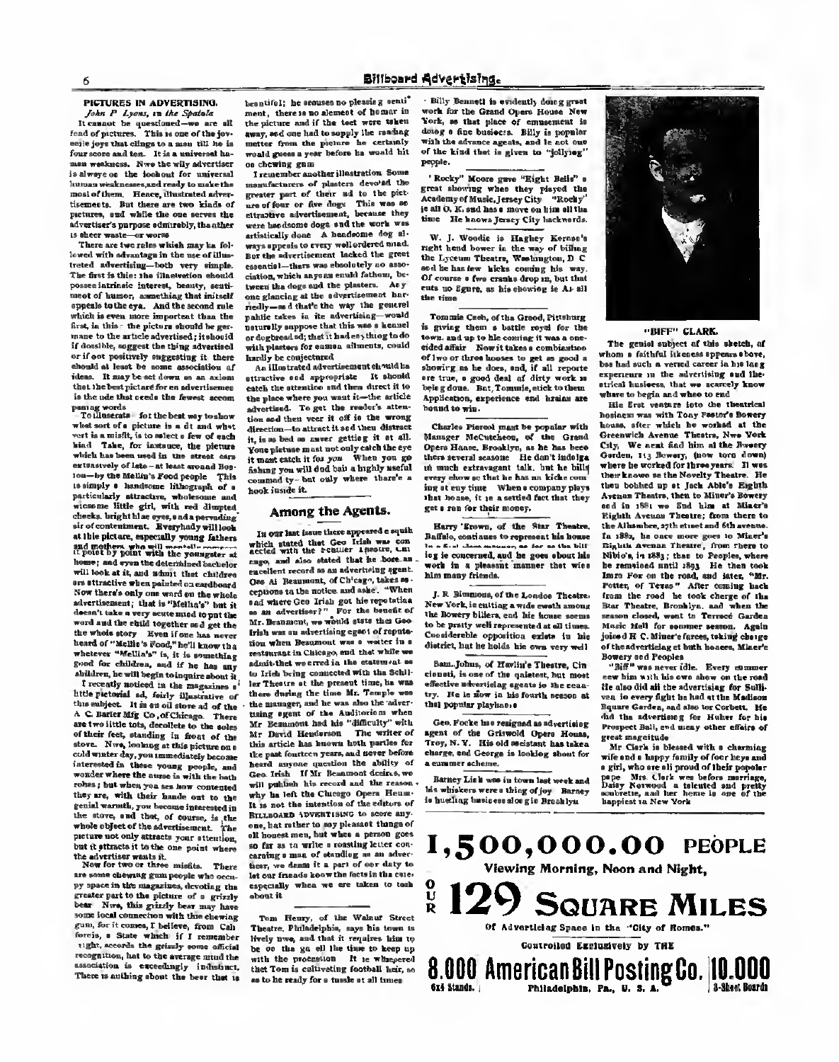## PICTURES IN ADVERTISING.

*John P. Lyons, in the Spatola*

It cannot be questioned—we are all fond of pictures. This is one of the juvenile joys that clings to a man till he is four score and ten. It is a universal human weakness. Now the wily advertiser is always on the lookout for universal human weaknesses, and ready to make the most of them. Hence, illustrated advertisements. But there are two kinds of pictures, and while the one serves the advertiser's purpose admirably, the other is sheer waste—or worse.

There are two rules which may be followed with advantage in the use of illustrated advertising—both very simple. The first is this: the illustration should possess intrinsic interest, beauty, sentiment or humor, something that in itself appeals to the eye. And the second rule which is even more important than the first, is this: the picture should be germane to the article advertised; it should if possible, suggest the thing advertised or if not positively suggesting it there should at least be some association of ideas. It may be set down as an axiom that the best picture for an advertisement is the one that needs the fewest accompanying words.

To illustrate: for the best way to show what sort of a picture is a fit and what sort is a misfit, is to select a few of each kind. Take, for instance, the picture which has been used in the street cars extensively of late—at least around Boston—by the Mellin's Food people. This is simply a handsome lithograph of a particularly attractive, wholesome and winsome little girl, with red dimpled cheeks, bright blue eyes, and a pervading air of contentment. Everybody will look at this picture, especially young fathers and mothers who will mentally compare it point by point with the youngster at home; and even the determined bachelor will look at it, and admit that children are attractive when painted on cardboard. Now there's only one word on the whole advertisement; that is "Mellin's" but it doesn't take a very acute mind to put the word and the child together and get the whole story. Even if one has never heard of "Mellin's Food," he'll know that whatever "Mellin's" is, it is something good for children, and if he has any children, he will begin to inquire about it.

I recently noticed in the magazines a little pictorial ad, fairly illustrative of this subject. It is an oil stove ad of the A. C. Barler Mfg Co., of Chicago. There are two little tots, decollete to the soles of their feet, standing in front of the stove. Now, looking at this picture on a cold winter day, you immediately become interested in these young people, and wonder where the nurse is with the bath robes; but when you see how contented they are, with their hands out to the genial warmth, you become interested in the stove, and that, of course, is the whole object of the advertisement. The picture not only attracts your attention, but it attracts it to the one point where the advertiser wants it.

Now for two or three misfits. There are some chewing gum people who occupy space in the magazines, devoting the greater part to the picture of a grizzly bear. Now, this grizzly bear may have some local connection with this chewing gum, for it comes, I believe, from California, a State which if I remember right, accords the grizzly some official recognition, but to the average mind the association is exceedingly indistinct. There is nothing about the bear that is beautiful; he arouses no pleasing sentiment, there is no element of humor in the picture and if the text were taken away, and one had to supply the reading matter from the picture he certainly would guess a year before he would hit on chewing gum.

I remember another illustration. Some manufacturers of plasters devoted the greater part of their ad to the picture of four or five dogs. This was an attractive advertisement, because they were handsome dogs and the work was artistically done. A handsome dog always appeals to every well ordered mind. But the advertisement lacked the great essential—there was absolutely no association, which anyone could fathom, between the dogs and the plasters. Any one glancing at the advertisement hurriedly—and that's the way the general public takes in its advertising—would naturally suppose that this was a kennel or dog bread ad; that it had anything to do with plasters for common ailments, could hardly be conjectured.

An illustrated advertisement should be attractive and appropriate. It should catch the attention and then direct it to the place where you want it—the article advertised. To get the reader's attention and then veer it off in the wrong direction—to attract it and then distract it, is as bad as never getting it at all. Your picture must not only catch the eye it must catch it for you. When you go fishing you will find bait a highly useful commodity—but only where there's a hook inside it.

## Among the Agents.

In our last issue there appeared a squib which stated that Geo Irish was connected with the Schiller Theatre, Chicago, and also stated that he bore an excellent record as an advertising agent. One Al Beaumont, of Chicago, takes exceptions to the notice and asks: "When and where Geo Irish got his reputation as an advertiser?" For the benefit of Mr. Beaumont, we would state that Geo Irish was an advertising agent of reputation when Beaumont was a waiter in a restaurant in Chicago, and that while we admit that we erred in the statement as to Irish being connected with the Schiller Theatre at the present time, he was there during the time Mr. Temple was the manager, and he was also the advertising agent of the Auditorium when Mr. Beaumont had his "difficulty" with Mr. David Henderson. The writer of this article has known both parties for the past fourteen years, and never before heard anyone question the ability of Geo. Irish. If Mr. Beaumont desires, we will publish his record and the reason why he left the Chicago Opera House. It is not the intention of the editors of BILLBOARD ADVERTISING to score anyone, but rather to say pleasant things of all honest men, but when a person goes so far as to write a roasting letter concerning a man of standing as an advertiser, we deem it a part of our duty to let our friends know the facts in the case, especially when we are taken to task about it.

Tom Henry, of the Walnut Street Theatre, Philadelphia, says his town is lively now, and that it requires him to be on the go all the time to keep up with the procession. It is whispered that Tom is cultivating football hair, so as to be ready for a tussle at all times.

Billy Bennett is evidently doing great work for the Grand Opera House New York, as that place of amusement is doing a fine business. Billy is popular with the advance agents, and is not one of the kind that is given to "jollying" people.

"Rocky" Moore gave "Eight Bells" a great showing when they played the Academy of Music, Jersey City. "Rocky" is all O. K. and has a move on him all the time. He knows Jersey City backwards.

W. J. Woodie is Hagney Kernan's right hand bower in the way of billing the Lyceum Theatre, Washington, D. C. and he has few kicks coming his way. Of course a few cranks drop in, but that cuts no figure, as his showing is A1 all the time.

Tommie Cash, of the Grand, Pittsburg is giving them a battle royal for the town, and up to his coming it was a one-sided affair. Now it takes a combination of two or three houses to get as good a showing as he does, and, if all reports are true, a good deal of dirty work is being done. But, Tommie, stick to them. Application, experience and brains are bound to win.

Charles Pierce must be popular with Manager McCutcheon, of the Grand Opera House, Brooklyn, as he has been there several seasons. He don't indulge in much extravagant talk, but he bills every show so that he has no kicks coming at any time. When a company plays that house, it is a settled fact that they get a run for their money.

Harry Brown, of the Star Theatre, Buffalo, continues to represent his house in a first class manner, as far as the billing is concerned, and he goes about his work in a pleasant manner that wins him many friends.

J. R. Simmons, of the London Theatre, New York, is cutting a wide swath among the Bowery billers, and his house seems to be pretty well represented at all times. Considerable opposition exists in his district, but he holds his own very well.

Sam. Johns, of Havlin's Theatre, Cincinnati, is one of the quietest, but most effective advertising agents in the country. He is now in his fourth season at that popular playhouse.

Geo. Focke has resigned as advertising agent of the Griswold Opera House, Troy, N. Y. His old assistant has taken charge, and George is looking about for a summer scheme.

Barney Link was in town last week and his whiskers were a thing of joy. Barney is hustling business along in Brooklyn.

### "BIFF" CLARK.

The genial subject of this sketch, of whom a faithful likeness appears above, has had such a varied career in his long experience in the advertising and theatrical business, that we scarcely know where to begin and when to end.

His first venture into the theatrical business was with Tony Pastor's Bowery house, after which he worked at the Greenwich Avenue Theatre, New York City. We next find him at the Bowery Garden, 113 Bowery, (now torn down) where he worked for three years. It was then known as the Novelty Theatre. He then bobbed up at Jack Able's Eighth Avenue Theatre, then to Miner's Bowery and in 1881 we find him at Miner's Eighth Avenue Theatre; from there to the Alhambra, 27th street and 6th avenue. In 1882, he once more goes to Miner's Eighth Avenue Theatre, from there to Niblo's, in 1885; then to Peoples, where he remained until 1893. He then took Imro Fox on the road, and later, "Mr. Potter, of Texas." After coming back from the road he took charge of the Star Theatre, Brooklyn, and when the season closed, went to Terrace Garden Music Hall for summer season. Again joined H. C. Miner's forces, taking charge of the advertising at both houses, Miner's Bowery and Peoples.

"Biff" was never idle. Every summer saw him with his own show on the road. He also did all the advertising for Sullivan in every fight he had at the Madison Square Garden, and also for Corbett. He did the advertising for Huber for his Prospect Ball, and many other affairs of great magnitude.

Mr Clark is blessed with a charming wife and a happy family of four boys and a girl, who are all proud of their popular papa. Mrs. Clark was before marriage, Daisy Norwood, a talented and pretty soubrette, and her home is one of the happiest in New York.

---

# 1,500,000.00 PEOPLE

Viewing Morning, Noon and Night,

# OUR 129 SQUARE MILES

Of Advertising Space in the "City of Homes."

Controlled Exclusively by THE

# 8.000 American Bill Posting Co. 10.000

6x4 Stands. Philadelphia, Pa., U. S. A. 3-Sheet Boards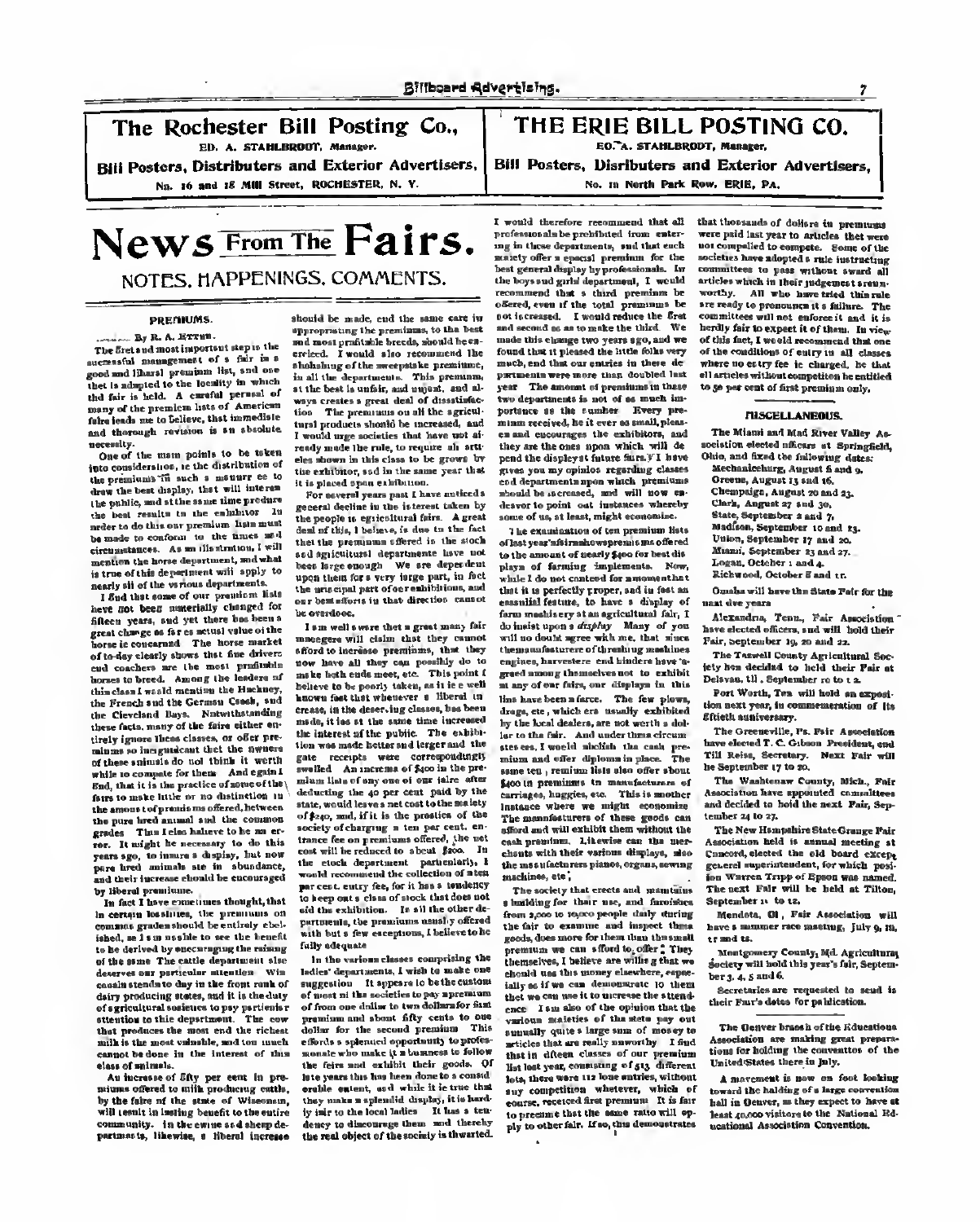**The Rochester Bill Posting Co.,**
ED. A. STAHLBRODT, Manager.
**Bill Posters, Distributers and Exterior Advertisers,**
No. 16 and 18 Mill Street, ROCHESTER, N. Y.

**THE ERIE BILL POSTING CO.**
ED. A. STAHLBRODT, Manager.
**Bill Posters, Disributers and Exterior Advertisers,**
No. 11 North Park Row, ERIE, PA.

# News From The Fairs.

## NOTES, HAPPENINGS, COMMENTS.

### PREMIUMS.

By R. A. ETTEN.

The first and most important step to the successful management of a fair is a good and liberal premium list, and one that is adapted to the locality in which the fair is held. A careful perusal of many of the premium lists of American fairs leads me to believe, that immediate and thorough revision is an absolute necessity.

One of the main points to be taken into consideration, is the distribution of the premiums in such a manner as to draw the best display, that will interest the public, and at the same time produce the best results to the exhibitor. In order to do this our premium lists must be made to conform to the times and circumstances. As an illustration, I will mention the horse department, and what is true of this department will apply to nearly all of the various departments.

I find that some of our premium lists have not been materially changed for fifteen years, and yet there has been a great change as far as actual value of the horse is concerned. The horse market of to-day clearly shows that fine drivers and coachers are the most profitable horses to breed. Among the leaders of this class I would mention the Hackney, the French and the German Coach, and the Cleveland Bays. Notwithstanding these facts, many of the fairs either entirely ignore these classes, or offer premiums so insignificant that the owners of these animals do not think it worth while to compete for them. And again I find, that it is the practice of some of the fairs to make little or no distinction in the amount of premiums offered, between the pure bred animal and the common grades. This I also believe to be an error. It might be necessary to do this years ago, to insure a display, but now pure bred animals are in abundance, and their increase should be encouraged by liberal premiums.

In fact I have sometimes thought, that in certain localities, the premiums on common grades should be entirely abolished, as I am unable to see the benefit to be derived by encouraging the raising of the same. The cattle department also deserves our particular attention. Wisconsin stands to-day in the front rank of dairy producing states, and it is the duty of agricultural societies to pay particular attention to this department. The cow that produces the most and the richest milk is the most valuable, and too much cannot be done in the interest of this class of animals.

An increase of fifty per cent in premiums offered to milk producing cattle, by the fairs of the state of Wisconsin, will result in lasting benefit to the entire community. In the swine and sheep departments, likewise, a liberal increase should be made, and the same care in appropriating the premiums, to the best and most profitable breeds, should be exercised. I would also recommend the abolishing of the sweepstake premiums, in all the departments. This premium, at the best is unfair, and unjust, and always creates a great deal of dissatisfaction. The premiums on all the agricultural products should be increased, and I would urge societies that have not already made the rule, to require all articles shown in this class to be grown by the exhibitor, and in the same year that it is placed upon exhibition.

For several years past I have noticed a general decline in the interest taken by the people in agricultural fairs. A great deal of this, I believe, is due to the fact that the premiums offered in the stock and agricultural departments have not been large enough. We are dependent upon them for a very large part, in fact the principal part of our exhibitions, and our best efforts in that direction cannot be overdone.

I am well aware that a great many fair managers will claim that they cannot afford to increase premiums, that they now have all they can possibly do to make both ends meet, etc. This point I believe to be poorly taken, as it is a well known fact that whenever a liberal increase, in the deserving classes, has been made, it has at the same time increased the interest of the public. The exhibition was made better and larger and the gate receipts were correspondingly swelled. An increase of $400 in the premium lists of any one of our fairs after deducting the 40 per cent paid by the state, would leave a net cost to the society of $240, and, if it is the practice of the society of charging a ten per cent. entrance fee on premiums offered, the net cost will be reduced to about $200. In the stock department particularly, I would recommend the collection of a ten per cent. entry fee, for it has a tendency to keep out a class of stock that does not aid the exhibition. In all the other departments, the premiums usually offered with but a few exceptions, I believe to be fully adequate.

In the various classes comprising the ladies' departments, I wish to make one suggestion. It appears to be the custom of most of the societies to pay a premium of from one dollar to two dollars for first premium and about fifty cents to one dollar for the second premium. This affords a splendid opportunity to professionals who make it a business to follow the fairs and exhibit their goods. Of late years this has been done to a considerable extent, and while it is true that they make a splendid display, it is hardly fair to the local ladies. It has a tendency to discourage them and thereby the real object of the society is thwarted.

I would therefore recommend that all professionals be prohibited from entering in these departments, and that each society offer a special premium for the best general display by professionals. In the boys and girls department, I would recommend that a third premium be offered, even if the total premiums be not increased. I would reduce the first and second so as to make the third. We made this change two years ago, and we found that it pleased the little folks very much, and that our entries in these departments were more than doubled last year. The amount of premiums in these two departments is not of so much importance as the number. Every premium received, be it ever so small, pleases and encourages the exhibitors, and they are the ones upon which will depend the display at future fairs. I have given you my opinion regarding classes and departments upon which premiums should be increased, and will now endeavor to point out instances whereby some of us, at least, might economize.

The examination of ten premium lists of last year's fair shows premiums offered to the amount of nearly $400 for best displays of farming implements. Now, while I do not contend for a moment that that it is perfectly proper, and in fact an essential feature, to have a display of farm machinery at an agricultural fair, I do insist upon a *display*. Many of you will no doubt agree with me, that since the manufacturers of threshing machines engines, harvesters and binders have agreed among themselves not to exhibit at any of our fairs, our displays in this line have been a farce. The few plows, drags, etc, which are usually exhibited by the local dealers, are not worth a dollar to the fair. And under these circumstances, I would abolish the cash premium and offer diplomas in place. The same ten premium lists also offer about $400 in premiums to manufacturers of carriages, buggies, etc. This is another instance where we might economize. The manufacturers of these goods can afford and will exhibit them without the cash premium. Likewise can the merchants with their various displays, also the manufacturers pianos, organs, sewing machines, etc.

The society that erects and maintains a building for their use, and furnishes from 5,000 to 10,000 people daily during the fair to examine and inspect these goods, does more for them than the small premium we can afford to offer. They themselves, I believe are willing that we should use this money elsewhere, especially so if we can demonstrate to them that we can use it to increase the attendance. I am also of the opinion that the various societies of the state pay out annually quite a large sum of money to articles that are really unworthy. I find that in fifteen classes of our premium list last year, consisting of 513 different lots, there were 112 lone entries, without any competition whatever, which of course, received first premium. It is fair to presume that the same ratio will apply to other fair. If so, this demonstrates that thousands of dollars in premiums were paid last year to articles that were not compelled to compete. Some of the societies have adopted a rule instructing committees to pass without award all articles which in their judgement are unworthy. All who have tried this rule are ready to pronounce it a failure. The committees will not enforce it and it is hardly fair to expect it of them. In view of this fact, I would recommend that one of the conditions of entry in all classes where no entry fee is charged, be that all articles without competition be entitled to 50 per cent of first premium only.

### MISCELLANEOUS.

The Miami and Mad River Valley Association elected officers at Springfield, Ohio, and fixed the following dates:

Mechanicsburg, August 8 and 9.
Greene, August 13 and 16.
Champaign, August 20 and 23.
Clark, August 27 and 30.
State, September 2 and 7.
Madison, September 10 and 13.
Union, September 17 and 20.
Miami, September 23 and 27.
Logan, October 1 and 4.
Richwood, October 8 and 11.

Omaha will have the State Fair for the next five years.

Alexandria, Tenn., Fair Association have elected officers, and will hold their Fair, September 19, 20 and 22.

The Taswell County Agricultural Society has decided to held their Fair at Delavan, Ill., September 10 to 12.

Fort Worth, Tex will hold an exposition next year, in commemoration of its fiftieth anniversary.

The Greeneville, Pa. Fair Association have elected T. C. Gibson President, and Till Reiss, Secretary. Next Fair will be September 17 to 20.

The Washtenaw County, Mich., Fair Association have appointed committees and decided to hold the next Fair, September 24 to 27.

The New Hampshire State Grange Fair Association held is annual meeting at Concord, elected the old board except general superintendent, for which position Warren Tripp of Epsom was named. The next Fair will be held at Tilton, September 11 to 12.

Mendota, Ill, Fair Association will have a summer race meeting, July 9, 10, 11 and 12.

Montgomery County, Md. Agricultural Society will hold this year's fair, September 3, 4, 5 and 6.

Secretaries are requested to send in their Fair's dates for publication.

The Denver branch of the Educational Association are making great preparations for holding the conventtos of the United States there in July.

A movement is now on foot looking toward the halding of a large convention hall in Denver, as they expect to have at least 40,000 visitors to the National Educational Association Convention.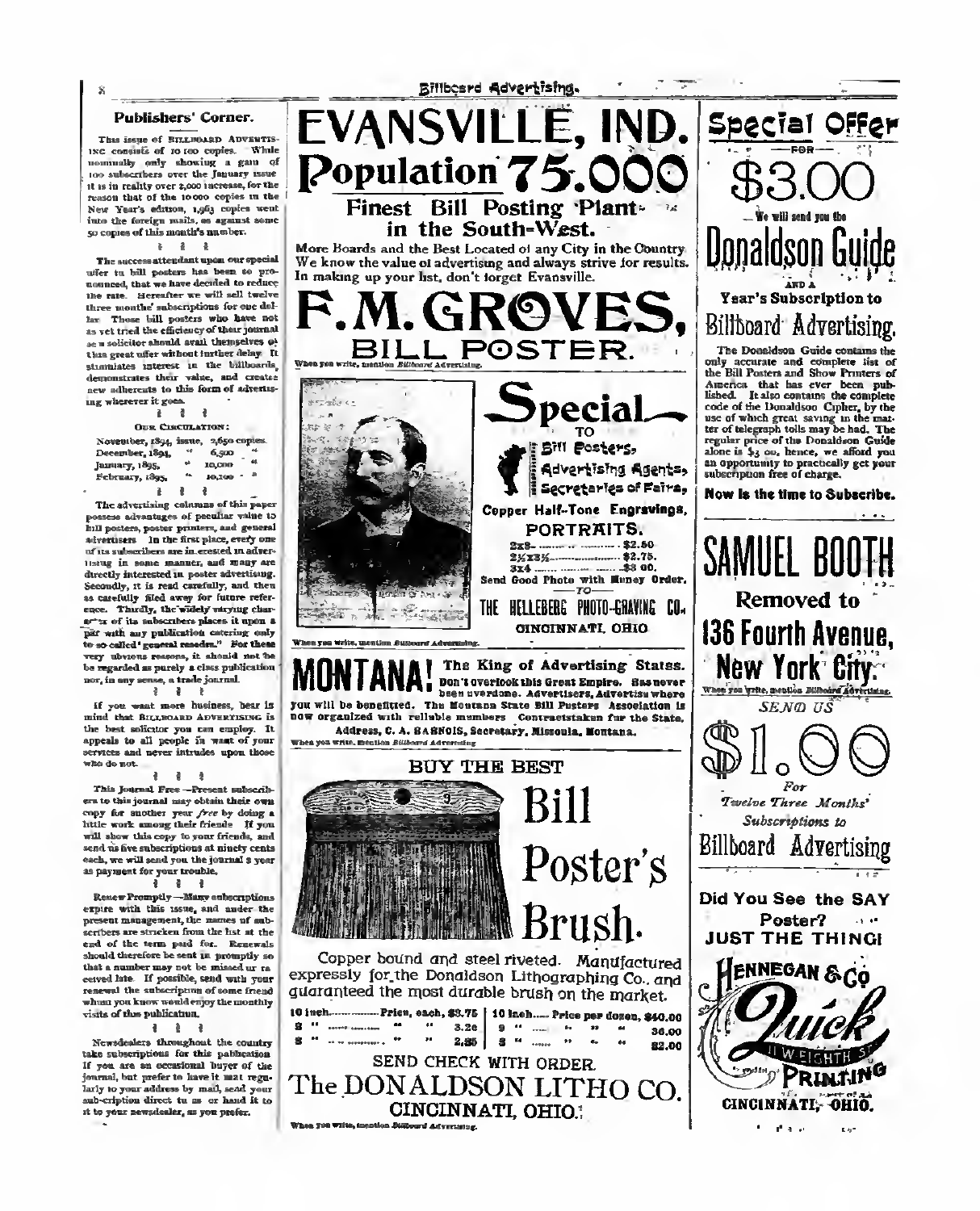## Publishers' Corner.

This issue of BILLBOARD ADVERTISING consists of 10 100 copies. While nominally only showing a gain of 100 subscribers over the January issue it is in reality over 2,000 increase, for the reason that of the 10 000 copies in the New Year's edition, 1,963 copies went into the foreign mails, as against some 50 copies of this month's number.

The success attendant upon our special offer to bill posters has been so pronounced, that we have decided to reduce the rate. Hereafter we will sell twelve three months' subscriptions for one dollar. Those bill posters who have not as yet tried the efficiency of their journal as a solicitor should avail themselves of this great offer without further delay. It stimulates interest in the billboards, demonstrates their value, and creates new adherents to this form of advertising wherever it goes.

**OUR CIRCULATION:**

| | | |
|---|---|---|
| November, 1894, | issue, | 2,650 copies. |
| December, 1894, | " | 6,500 " |
| January, 1895, | " | 10,000 " |
| February, 1895, | " | 10,100 " |

The advertising columns of this paper possess advantages of peculiar value to bill posters, poster printers, and general advertisers. In the first place, every one of its subscribers are interested in advertising in some manner, and many are directly interested in poster advertising. Secondly, it is read carefully, and then as carefully filed away for future reference. Thirdly, the widely varying character of its subscribers places it upon a par with any publication catering only to so-called 'general readers." For these very obvious reasons, it should not be be regarded as purely a class publication nor, in any sense, a trade journal.

If you want more business, bear in mind that BILLBOARD ADVERTISING is the best solicitor you can employ. It appeals to all people in want of your services and never intrudes upon those who do not.

This Journal Free.—Present subscribers to this journal may obtain their own copy for another year *free* by doing a little work among their friends. If you will show this copy to your friends, and send us five subscriptions at ninety cents each, we will send you the journal a year as payment for your trouble.

Renew Promptly.—Many subscriptions expire with this issue, and under the present management, the names of subscribers are stricken from the list at the end of the term paid for. Renewals should therefore be sent in promptly so that a number may not be missed or received late. If possible, send with your renewal the subscription of some friend whom you know would enjoy the monthly visits of this publication.

Newsdealers throughout the country take subscriptions for this publication. If you are an occasional buyer of the journal, but prefer to have it sent regularly to your address by mail, send your subscription direct to us or hand it to it to your newsdealer, as you prefer.

---

# EVANSVILLE, IND.
# Population 75.000

### Finest Bill Posting Plant in the South-West.

More Boards and the Best Located of any City in the Country. We know the value of advertising and always strive for results. In making up your list, don't forget Evansville.

# F. M. GROVES,
## BILL POSTER.

When you write, mention *Billboard Advertising*.

---

# Special

TO

Bill Posters,
Advertising Agents,
Secretaries of Fairs,

**Copper Half-Tone Engravings,**

**PORTRAITS.**

2x3 ........................ $2.50
2½x3½ .................... $2.75.
3x4 ........................ $3 00.

Send Good Photo with Money Order.

TO

THE HELLEBERG PHOTO-ENGRAVING CO.,
CINCINNATI, OHIO

When you write, mention *Billboard Advertising*.

---

# MONTANA!

The King of Advertising States. Don't overlook this Great Empire. Has never been overdone. Advertisers, Advertise where you will be benefitted. The Montana State Bill Posters Association is now organized with reliable members. Contracts taken for the State. Address, C. A. SABNOIS, Secretary, Missoula, Montana.

When you write, mention *Billboard Advertising*.

---

## BUY THE BEST

# Bill Poster's Brush.

Copper bound and steel riveted. Manufactured expressly for the Donaldson Lithographing Co., and guaranteed the most durable brush on the market.

| | | |
|---|---|---|
| 10 inch ........ Price, each, $3.75 | 10 inch..... Price per dozen, $40.00 |
| 9 " ........ " " 3.25 | 9 " ........ " " " 36.00 |
| 8 " ........ " " 2.85 | 8 " ........ " " " 32.00 |

SEND CHECK WITH ORDER.

## The DONALDSON LITHO CO.
CINCINNATI, OHIO.

When you write, mention *Billboard Advertising*.

---

## Special Offer

—FOR—

# $3.00

—We will send you the

# Donaldson Guide

AND A

**Year's Subscription to**

## Billboard Advertising.

The Donaldson Guide contains the only accurate and complete list of the Bill Posters and Show Printers of America that has ever been published. It also contains the complete code of the Donaldson Cipher, by the use of which great saving in the matter of telegraph tolls may be had. The regular price of the Donaldson Guide alone is $3 00, hence, we afford you an opportunity to practically get your subscription free of charge.

**Now is the time to Subscribe.**

---

# SAMUEL BOOTH

**Removed to**

# 136 Fourth Avenue, New York City.

When you write, mention *Billboard Advertising*.

---

*SEND US*

# $1.00

*For Twelve Three Months' Subscriptions to*

## Billboard Advertising

---

**Did You See the SAY Poster? JUST THE THING!**

HENNEGAN & CO
Quick
W. EIGHTH ST.
PRINTING
CINCINNATI, OHIO.